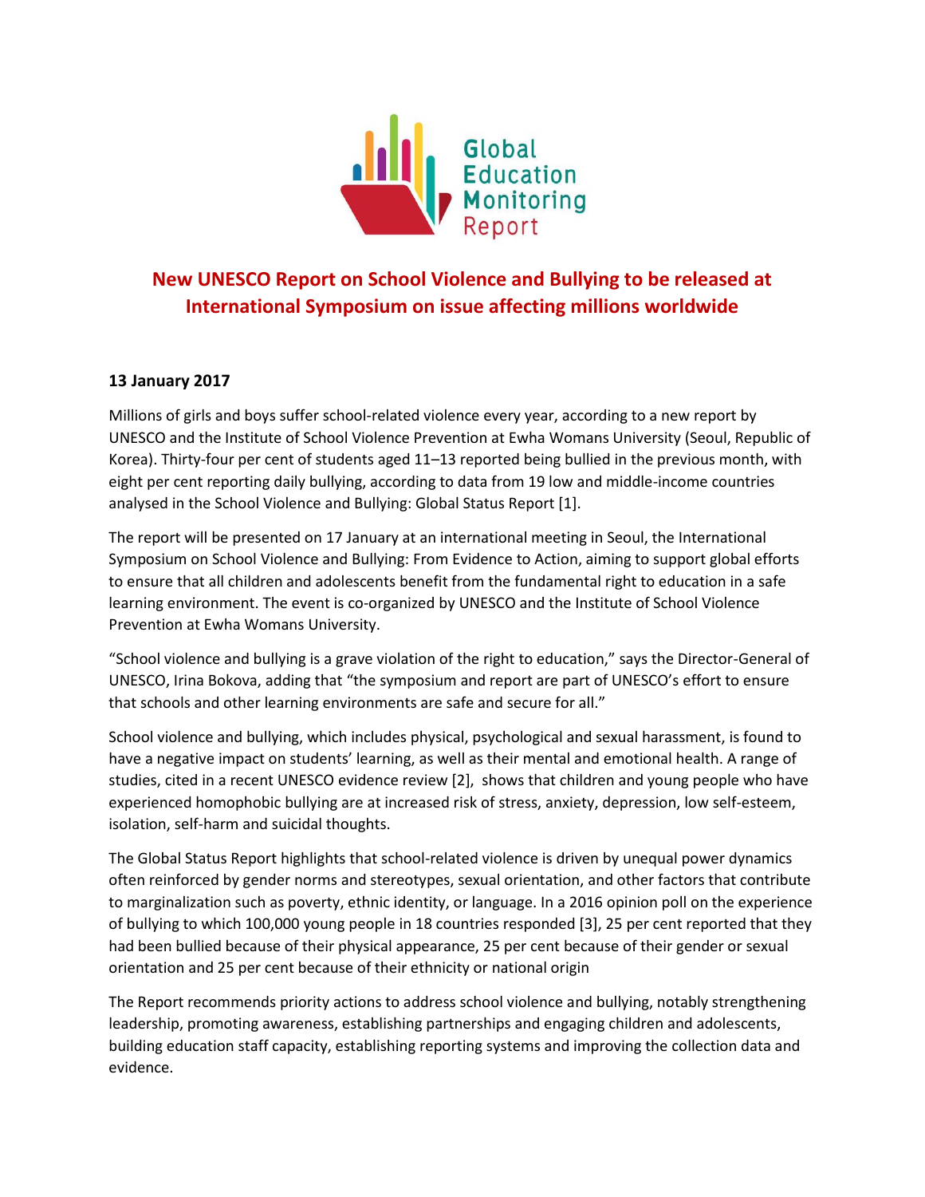Global Education Monitoring Report

# New UNESCO Report on School Violence and Bullying to be released at International Symposium on issue affecting millions worldwide

**13 January 2017**

Millions of girls and boys suffer school-related violence every year, according to a new report by UNESCO and the Institute of School Violence Prevention at Ewha Womans University (Seoul, Republic of Korea). Thirty-four per cent of students aged 11–13 reported being bullied in the previous month, with eight per cent reporting daily bullying, according to data from 19 low and middle-income countries analysed in the School Violence and Bullying: Global Status Report [1].

The report will be presented on 17 January at an international meeting in Seoul, the International Symposium on School Violence and Bullying: From Evidence to Action, aiming to support global efforts to ensure that all children and adolescents benefit from the fundamental right to education in a safe learning environment. The event is co-organized by UNESCO and the Institute of School Violence Prevention at Ewha Womans University.

"School violence and bullying is a grave violation of the right to education," says the Director-General of UNESCO, Irina Bokova, adding that "the symposium and report are part of UNESCO's effort to ensure that schools and other learning environments are safe and secure for all."

School violence and bullying, which includes physical, psychological and sexual harassment, is found to have a negative impact on students' learning, as well as their mental and emotional health. A range of studies, cited in a recent UNESCO evidence review [2], shows that children and young people who have experienced homophobic bullying are at increased risk of stress, anxiety, depression, low self-esteem, isolation, self-harm and suicidal thoughts.

The Global Status Report highlights that school-related violence is driven by unequal power dynamics often reinforced by gender norms and stereotypes, sexual orientation, and other factors that contribute to marginalization such as poverty, ethnic identity, or language. In a 2016 opinion poll on the experience of bullying to which 100,000 young people in 18 countries responded [3], 25 per cent reported that they had been bullied because of their physical appearance, 25 per cent because of their gender or sexual orientation and 25 per cent because of their ethnicity or national origin

The Report recommends priority actions to address school violence and bullying, notably strengthening leadership, promoting awareness, establishing partnerships and engaging children and adolescents, building education staff capacity, establishing reporting systems and improving the collection data and evidence.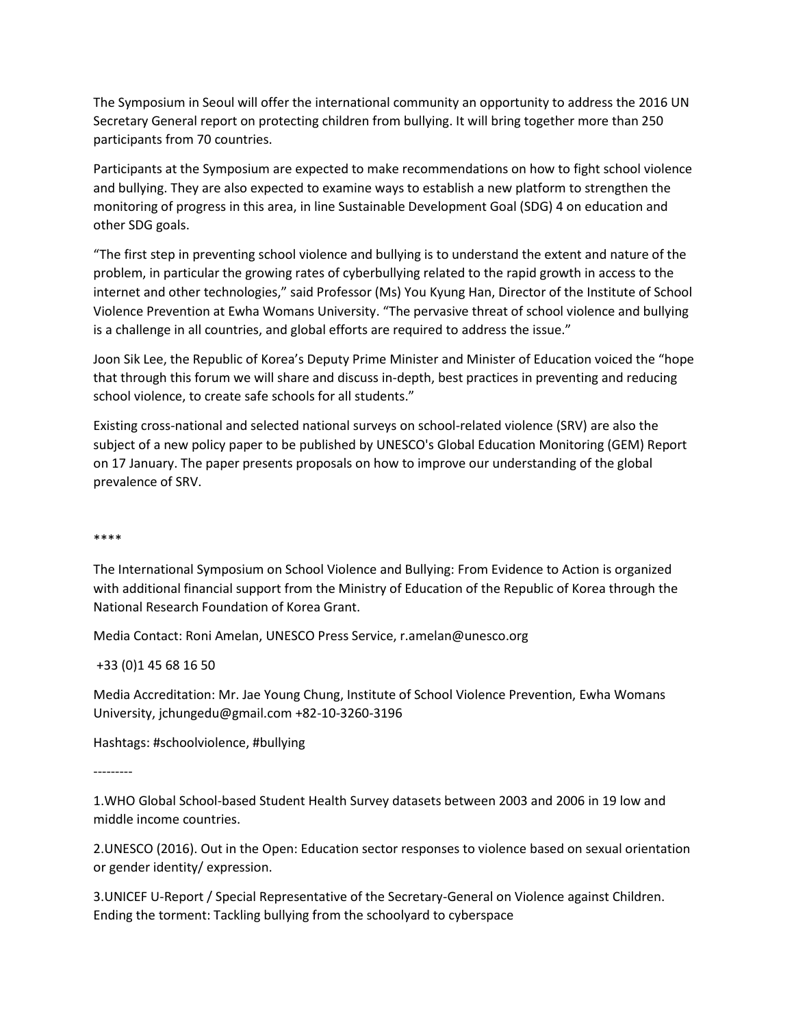The Symposium in Seoul will offer the international community an opportunity to address the 2016 UN Secretary General report on protecting children from bullying. It will bring together more than 250 participants from 70 countries.

Participants at the Symposium are expected to make recommendations on how to fight school violence and bullying. They are also expected to examine ways to establish a new platform to strengthen the monitoring of progress in this area, in line Sustainable Development Goal (SDG) 4 on education and other SDG goals.

"The first step in preventing school violence and bullying is to understand the extent and nature of the problem, in particular the growing rates of cyberbullying related to the rapid growth in access to the internet and other technologies," said Professor (Ms) You Kyung Han, Director of the Institute of School Violence Prevention at Ewha Womans University. "The pervasive threat of school violence and bullying is a challenge in all countries, and global efforts are required to address the issue."

Joon Sik Lee, the Republic of Korea's Deputy Prime Minister and Minister of Education voiced the "hope that through this forum we will share and discuss in-depth, best practices in preventing and reducing school violence, to create safe schools for all students."

Existing cross-national and selected national surveys on school-related violence (SRV) are also the subject of a new policy paper to be published by UNESCO's Global Education Monitoring (GEM) Report on 17 January. The paper presents proposals on how to improve our understanding of the global prevalence of SRV.

****

The International Symposium on School Violence and Bullying: From Evidence to Action is organized with additional financial support from the Ministry of Education of the Republic of Korea through the National Research Foundation of Korea Grant.

Media Contact: Roni Amelan, UNESCO Press Service, r.amelan@unesco.org

+33 (0)1 45 68 16 50

Media Accreditation: Mr. Jae Young Chung, Institute of School Violence Prevention, Ewha Womans University, jchungedu@gmail.com +82-10-3260-3196

Hashtags: #schoolviolence, #bullying

---------

1.WHO Global School-based Student Health Survey datasets between 2003 and 2006 in 19 low and middle income countries.

2.UNESCO (2016). Out in the Open: Education sector responses to violence based on sexual orientation or gender identity/ expression.

3.UNICEF U-Report / Special Representative of the Secretary-General on Violence against Children. Ending the torment: Tackling bullying from the schoolyard to cyberspace